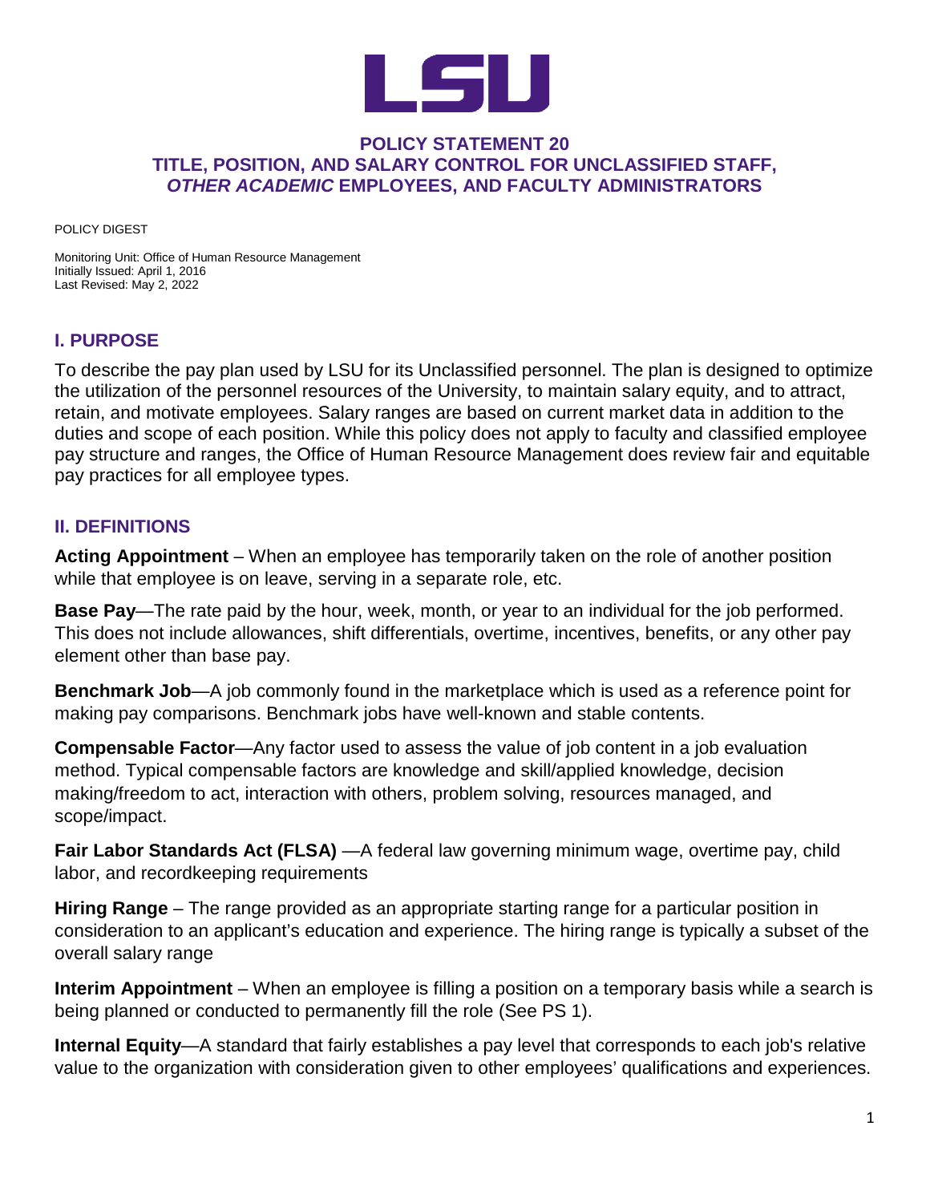# POLICY STATEMENT 20
# TITLE, POSITION, AND SALARY CONTROL FOR UNCLASSIFIED STAFF, *OTHER ACADEMIC* EMPLOYEES, AND FACULTY ADMINISTRATORS

POLICY DIGEST

Monitoring Unit: Office of Human Resource Management
Initially Issued: April 1, 2016
Last Revised: May 2, 2022

## I. PURPOSE

To describe the pay plan used by LSU for its Unclassified personnel. The plan is designed to optimize the utilization of the personnel resources of the University, to maintain salary equity, and to attract, retain, and motivate employees. Salary ranges are based on current market data in addition to the duties and scope of each position. While this policy does not apply to faculty and classified employee pay structure and ranges, the Office of Human Resource Management does review fair and equitable pay practices for all employee types.

## II. DEFINITIONS

**Acting Appointment** – When an employee has temporarily taken on the role of another position while that employee is on leave, serving in a separate role, etc.

**Base Pay**—The rate paid by the hour, week, month, or year to an individual for the job performed. This does not include allowances, shift differentials, overtime, incentives, benefits, or any other pay element other than base pay.

**Benchmark Job**—A job commonly found in the marketplace which is used as a reference point for making pay comparisons. Benchmark jobs have well-known and stable contents.

**Compensable Factor**—Any factor used to assess the value of job content in a job evaluation method. Typical compensable factors are knowledge and skill/applied knowledge, decision making/freedom to act, interaction with others, problem solving, resources managed, and scope/impact.

**Fair Labor Standards Act (FLSA)** —A federal law governing minimum wage, overtime pay, child labor, and recordkeeping requirements

**Hiring Range** – The range provided as an appropriate starting range for a particular position in consideration to an applicant's education and experience. The hiring range is typically a subset of the overall salary range

**Interim Appointment** – When an employee is filling a position on a temporary basis while a search is being planned or conducted to permanently fill the role (See PS 1).

**Internal Equity**—A standard that fairly establishes a pay level that corresponds to each job's relative value to the organization with consideration given to other employees' qualifications and experiences.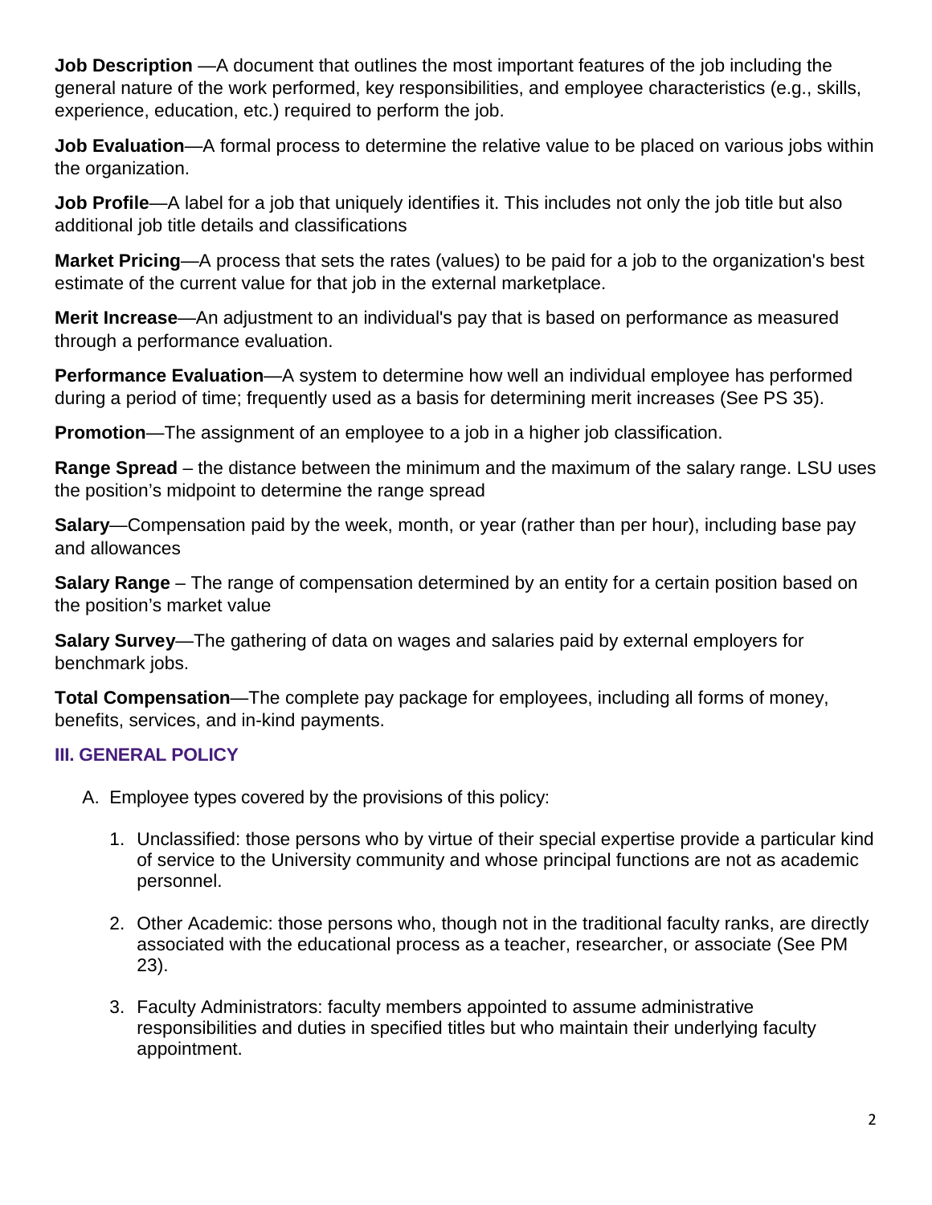**Job Description** —A document that outlines the most important features of the job including the general nature of the work performed, key responsibilities, and employee characteristics (e.g., skills, experience, education, etc.) required to perform the job.

**Job Evaluation**—A formal process to determine the relative value to be placed on various jobs within the organization.

**Job Profile**—A label for a job that uniquely identifies it. This includes not only the job title but also additional job title details and classifications

**Market Pricing**—A process that sets the rates (values) to be paid for a job to the organization's best estimate of the current value for that job in the external marketplace.

**Merit Increase**—An adjustment to an individual's pay that is based on performance as measured through a performance evaluation.

**Performance Evaluation**—A system to determine how well an individual employee has performed during a period of time; frequently used as a basis for determining merit increases (See PS 35).

**Promotion**—The assignment of an employee to a job in a higher job classification.

**Range Spread** – the distance between the minimum and the maximum of the salary range. LSU uses the position's midpoint to determine the range spread

**Salary**—Compensation paid by the week, month, or year (rather than per hour), including base pay and allowances

**Salary Range** – The range of compensation determined by an entity for a certain position based on the position's market value

**Salary Survey**—The gathering of data on wages and salaries paid by external employers for benchmark jobs.

**Total Compensation**—The complete pay package for employees, including all forms of money, benefits, services, and in-kind payments.

## III. GENERAL POLICY

A. Employee types covered by the provisions of this policy:

1. Unclassified: those persons who by virtue of their special expertise provide a particular kind of service to the University community and whose principal functions are not as academic personnel.

2. Other Academic: those persons who, though not in the traditional faculty ranks, are directly associated with the educational process as a teacher, researcher, or associate (See PM 23).

3. Faculty Administrators: faculty members appointed to assume administrative responsibilities and duties in specified titles but who maintain their underlying faculty appointment.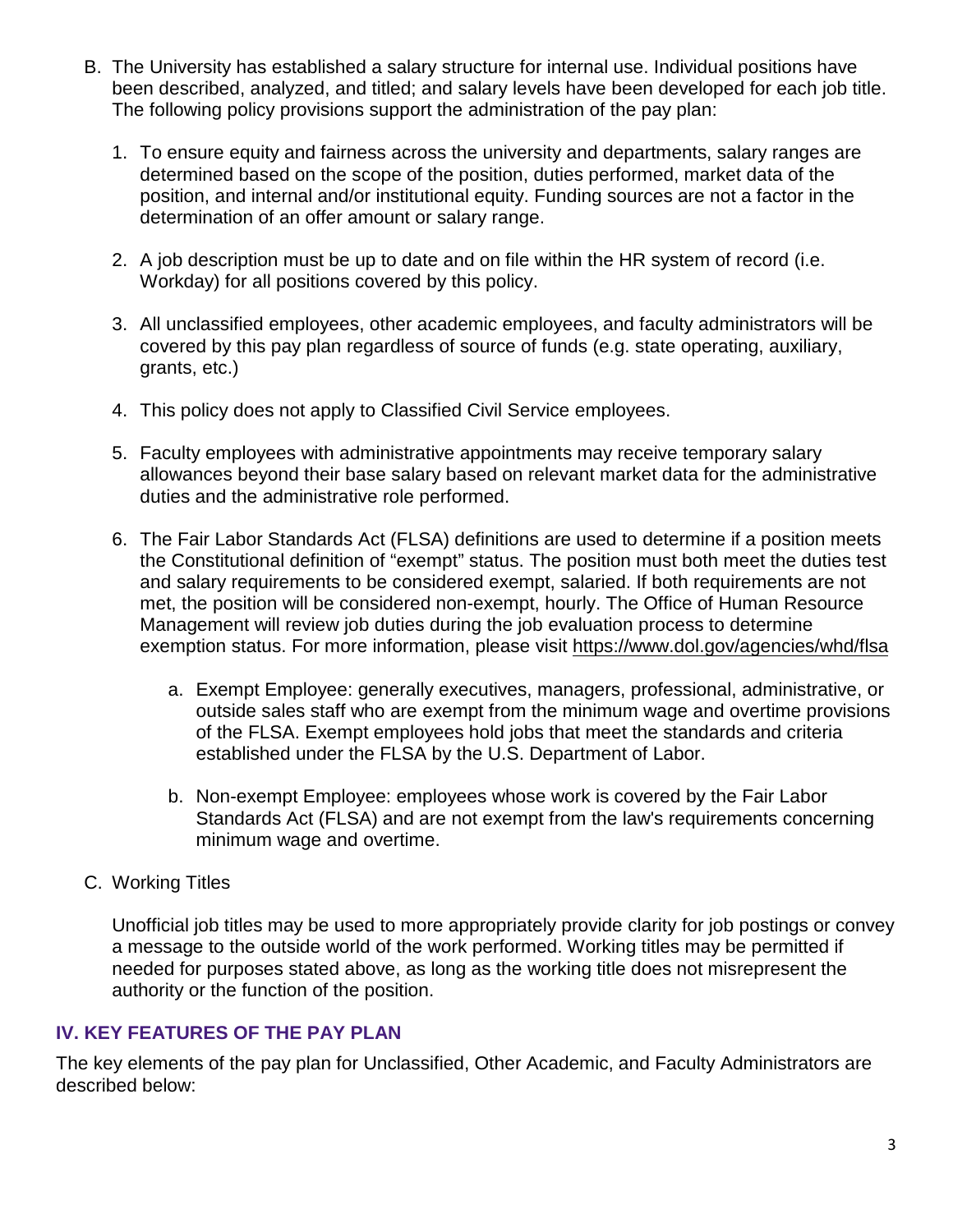B. The University has established a salary structure for internal use. Individual positions have been described, analyzed, and titled; and salary levels have been developed for each job title. The following policy provisions support the administration of the pay plan:

   1. To ensure equity and fairness across the university and departments, salary ranges are determined based on the scope of the position, duties performed, market data of the position, and internal and/or institutional equity. Funding sources are not a factor in the determination of an offer amount or salary range.

   2. A job description must be up to date and on file within the HR system of record (i.e. Workday) for all positions covered by this policy.

   3. All unclassified employees, other academic employees, and faculty administrators will be covered by this pay plan regardless of source of funds (e.g. state operating, auxiliary, grants, etc.)

   4. This policy does not apply to Classified Civil Service employees.

   5. Faculty employees with administrative appointments may receive temporary salary allowances beyond their base salary based on relevant market data for the administrative duties and the administrative role performed.

   6. The Fair Labor Standards Act (FLSA) definitions are used to determine if a position meets the Constitutional definition of "exempt" status. The position must both meet the duties test and salary requirements to be considered exempt, salaried. If both requirements are not met, the position will be considered non-exempt, hourly. The Office of Human Resource Management will review job duties during the job evaluation process to determine exemption status. For more information, please visit https://www.dol.gov/agencies/whd/flsa

      a. Exempt Employee: generally executives, managers, professional, administrative, or outside sales staff who are exempt from the minimum wage and overtime provisions of the FLSA. Exempt employees hold jobs that meet the standards and criteria established under the FLSA by the U.S. Department of Labor.

      b. Non-exempt Employee: employees whose work is covered by the Fair Labor Standards Act (FLSA) and are not exempt from the law's requirements concerning minimum wage and overtime.

C. Working Titles

   Unofficial job titles may be used to more appropriately provide clarity for job postings or convey a message to the outside world of the work performed. Working titles may be permitted if needed for purposes stated above, as long as the working title does not misrepresent the authority or the function of the position.

## IV. KEY FEATURES OF THE PAY PLAN

The key elements of the pay plan for Unclassified, Other Academic, and Faculty Administrators are described below: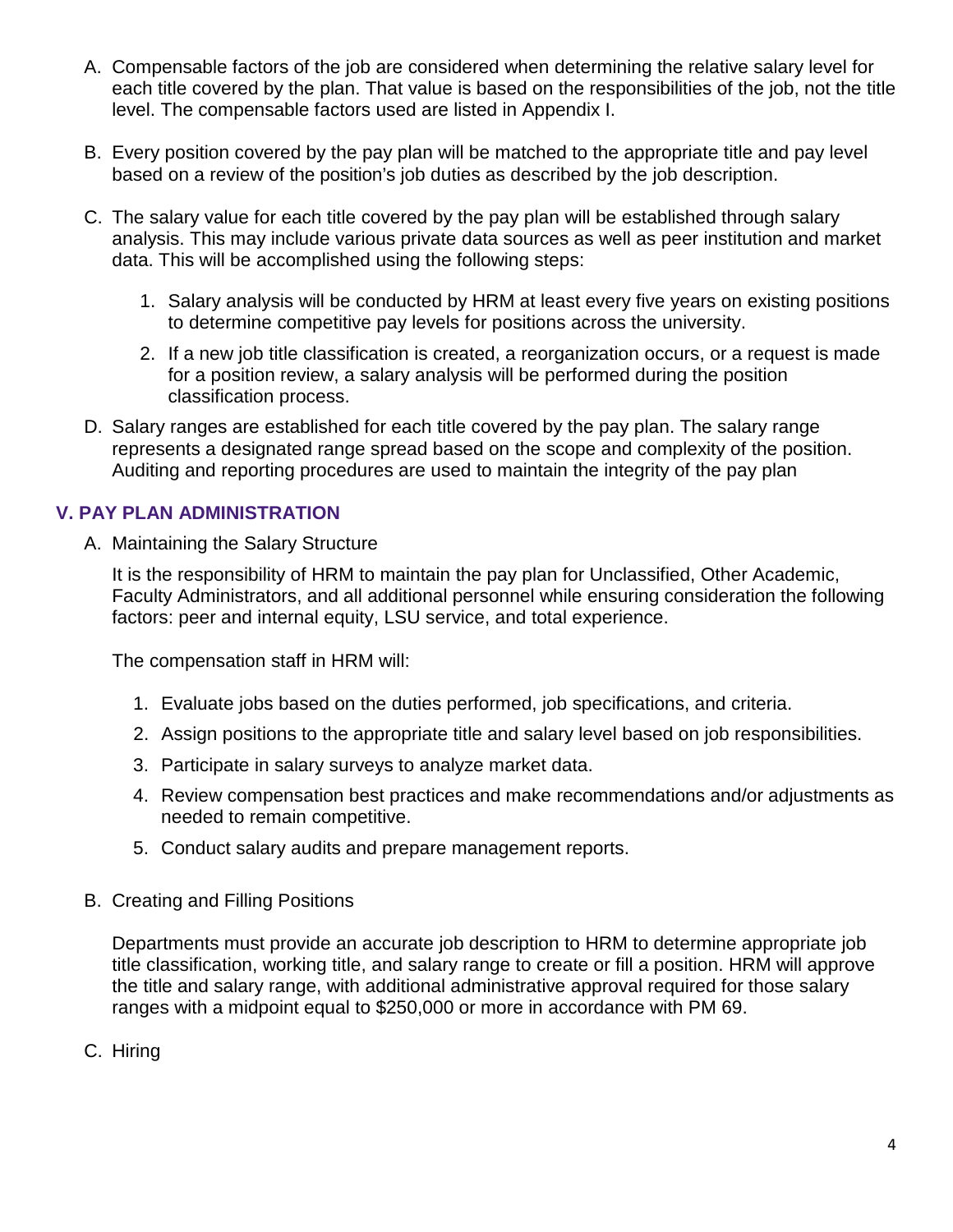A. Compensable factors of the job are considered when determining the relative salary level for each title covered by the plan. That value is based on the responsibilities of the job, not the title level. The compensable factors used are listed in Appendix I.

B. Every position covered by the pay plan will be matched to the appropriate title and pay level based on a review of the position's job duties as described by the job description.

C. The salary value for each title covered by the pay plan will be established through salary analysis. This may include various private data sources as well as peer institution and market data. This will be accomplished using the following steps:

   1. Salary analysis will be conducted by HRM at least every five years on existing positions to determine competitive pay levels for positions across the university.
   2. If a new job title classification is created, a reorganization occurs, or a request is made for a position review, a salary analysis will be performed during the position classification process.

D. Salary ranges are established for each title covered by the pay plan. The salary range represents a designated range spread based on the scope and complexity of the position. Auditing and reporting procedures are used to maintain the integrity of the pay plan

## V. PAY PLAN ADMINISTRATION

A. Maintaining the Salary Structure

   It is the responsibility of HRM to maintain the pay plan for Unclassified, Other Academic, Faculty Administrators, and all additional personnel while ensuring consideration the following factors: peer and internal equity, LSU service, and total experience.

   The compensation staff in HRM will:

   1. Evaluate jobs based on the duties performed, job specifications, and criteria.
   2. Assign positions to the appropriate title and salary level based on job responsibilities.
   3. Participate in salary surveys to analyze market data.
   4. Review compensation best practices and make recommendations and/or adjustments as needed to remain competitive.
   5. Conduct salary audits and prepare management reports.

B. Creating and Filling Positions

   Departments must provide an accurate job description to HRM to determine appropriate job title classification, working title, and salary range to create or fill a position. HRM will approve the title and salary range, with additional administrative approval required for those salary ranges with a midpoint equal to $250,000 or more in accordance with PM 69.

C. Hiring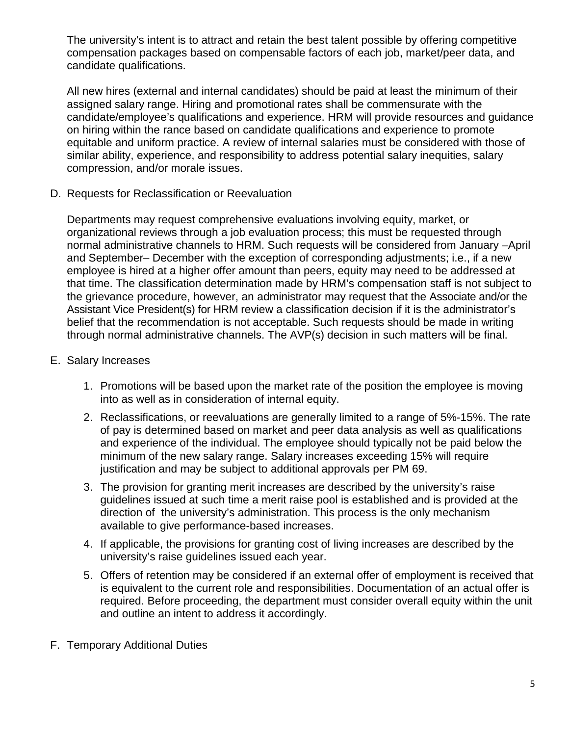The university's intent is to attract and retain the best talent possible by offering competitive compensation packages based on compensable factors of each job, market/peer data, and candidate qualifications.

All new hires (external and internal candidates) should be paid at least the minimum of their assigned salary range. Hiring and promotional rates shall be commensurate with the candidate/employee's qualifications and experience. HRM will provide resources and guidance on hiring within the rance based on candidate qualifications and experience to promote equitable and uniform practice. A review of internal salaries must be considered with those of similar ability, experience, and responsibility to address potential salary inequities, salary compression, and/or morale issues.

D. Requests for Reclassification or Reevaluation

Departments may request comprehensive evaluations involving equity, market, or organizational reviews through a job evaluation process; this must be requested through normal administrative channels to HRM. Such requests will be considered from January –April and September– December with the exception of corresponding adjustments; i.e., if a new employee is hired at a higher offer amount than peers, equity may need to be addressed at that time. The classification determination made by HRM's compensation staff is not subject to the grievance procedure, however, an administrator may request that the Associate and/or the Assistant Vice President(s) for HRM review a classification decision if it is the administrator's belief that the recommendation is not acceptable. Such requests should be made in writing through normal administrative channels. The AVP(s) decision in such matters will be final.

E. Salary Increases

1. Promotions will be based upon the market rate of the position the employee is moving into as well as in consideration of internal equity.
2. Reclassifications, or reevaluations are generally limited to a range of 5%-15%. The rate of pay is determined based on market and peer data analysis as well as qualifications and experience of the individual. The employee should typically not be paid below the minimum of the new salary range. Salary increases exceeding 15% will require justification and may be subject to additional approvals per PM 69.
3. The provision for granting merit increases are described by the university's raise guidelines issued at such time a merit raise pool is established and is provided at the direction of the university's administration. This process is the only mechanism available to give performance-based increases.
4. If applicable, the provisions for granting cost of living increases are described by the university's raise guidelines issued each year.
5. Offers of retention may be considered if an external offer of employment is received that is equivalent to the current role and responsibilities. Documentation of an actual offer is required. Before proceeding, the department must consider overall equity within the unit and outline an intent to address it accordingly.

F. Temporary Additional Duties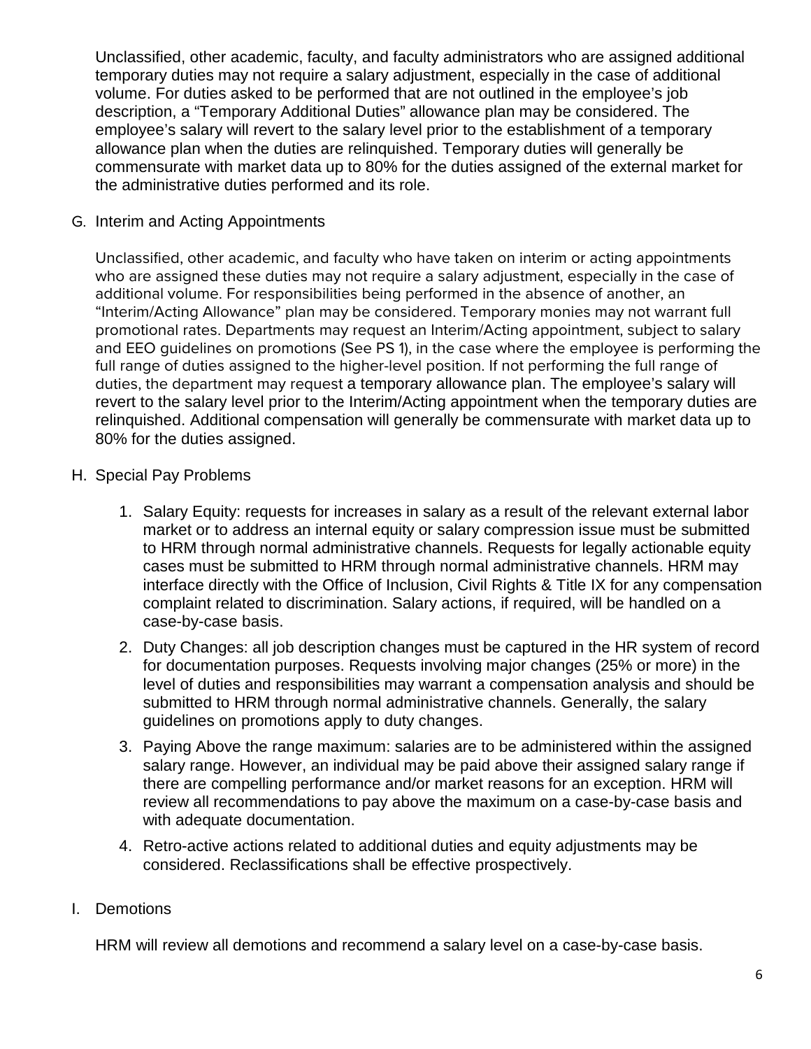Unclassified, other academic, faculty, and faculty administrators who are assigned additional temporary duties may not require a salary adjustment, especially in the case of additional volume. For duties asked to be performed that are not outlined in the employee's job description, a "Temporary Additional Duties" allowance plan may be considered. The employee's salary will revert to the salary level prior to the establishment of a temporary allowance plan when the duties are relinquished. Temporary duties will generally be commensurate with market data up to 80% for the duties assigned of the external market for the administrative duties performed and its role.

G. Interim and Acting Appointments

Unclassified, other academic, and faculty who have taken on interim or acting appointments who are assigned these duties may not require a salary adjustment, especially in the case of additional volume. For responsibilities being performed in the absence of another, an "Interim/Acting Allowance" plan may be considered. Temporary monies may not warrant full promotional rates. Departments may request an Interim/Acting appointment, subject to salary and EEO guidelines on promotions (See PS 1), in the case where the employee is performing the full range of duties assigned to the higher-level position. If not performing the full range of duties, the department may request a temporary allowance plan. The employee's salary will revert to the salary level prior to the Interim/Acting appointment when the temporary duties are relinquished. Additional compensation will generally be commensurate with market data up to 80% for the duties assigned.

H. Special Pay Problems

1. Salary Equity: requests for increases in salary as a result of the relevant external labor market or to address an internal equity or salary compression issue must be submitted to HRM through normal administrative channels. Requests for legally actionable equity cases must be submitted to HRM through normal administrative channels. HRM may interface directly with the Office of Inclusion, Civil Rights & Title IX for any compensation complaint related to discrimination. Salary actions, if required, will be handled on a case-by-case basis.
2. Duty Changes: all job description changes must be captured in the HR system of record for documentation purposes. Requests involving major changes (25% or more) in the level of duties and responsibilities may warrant a compensation analysis and should be submitted to HRM through normal administrative channels. Generally, the salary guidelines on promotions apply to duty changes.
3. Paying Above the range maximum: salaries are to be administered within the assigned salary range. However, an individual may be paid above their assigned salary range if there are compelling performance and/or market reasons for an exception. HRM will review all recommendations to pay above the maximum on a case-by-case basis and with adequate documentation.
4. Retro-active actions related to additional duties and equity adjustments may be considered. Reclassifications shall be effective prospectively.

I. Demotions

HRM will review all demotions and recommend a salary level on a case-by-case basis.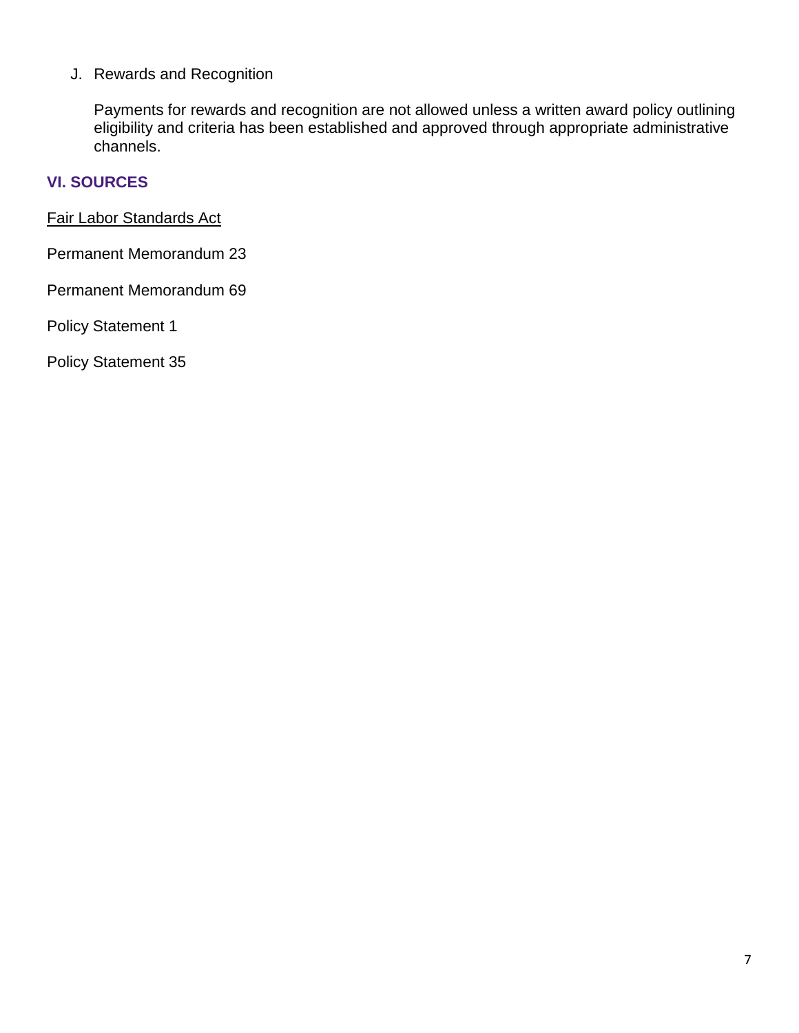J. Rewards and Recognition

Payments for rewards and recognition are not allowed unless a written award policy outlining eligibility and criteria has been established and approved through appropriate administrative channels.

## VI. SOURCES

Fair Labor Standards Act

Permanent Memorandum 23

Permanent Memorandum 69

Policy Statement 1

Policy Statement 35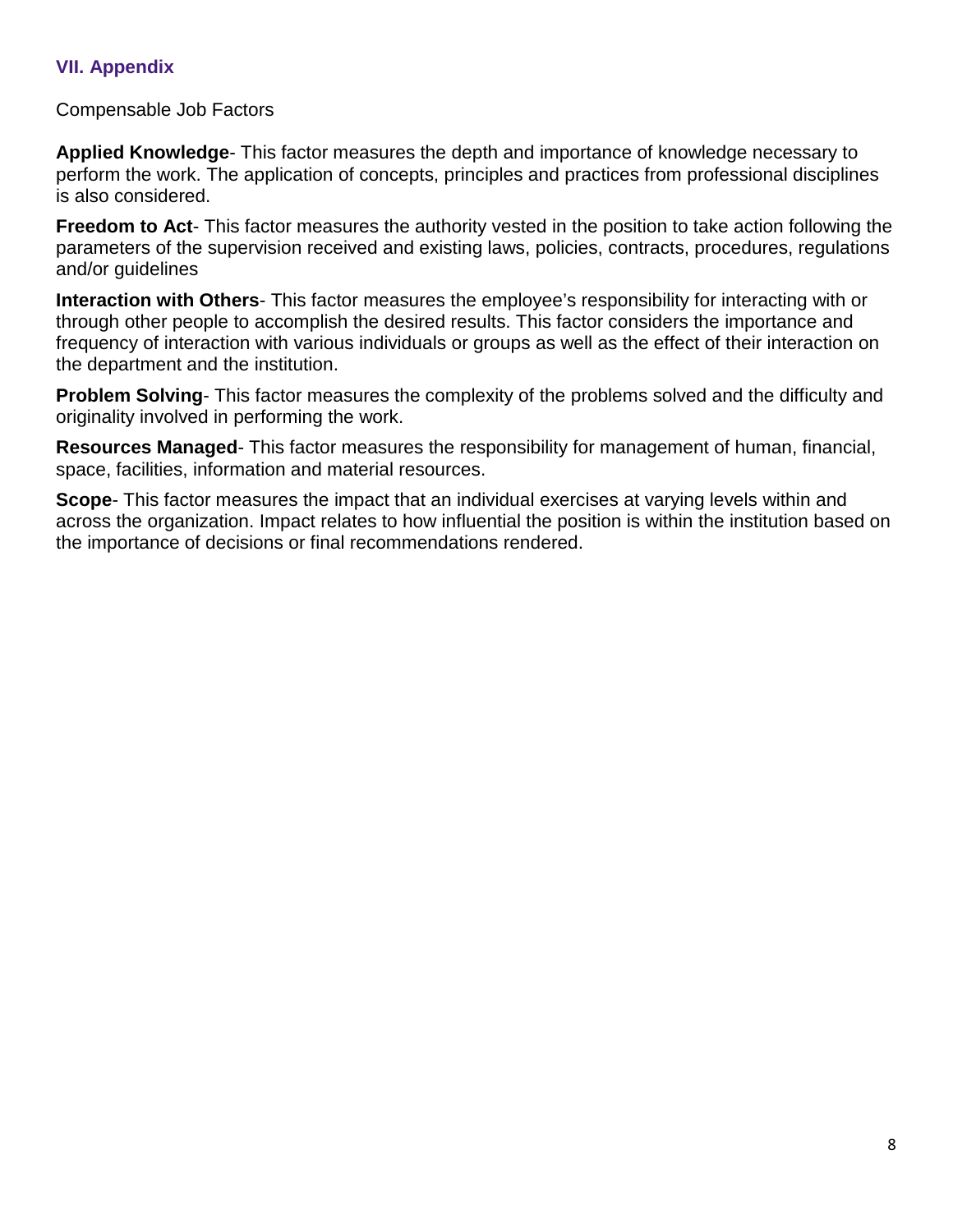## VII. Appendix

Compensable Job Factors

**Applied Knowledge**- This factor measures the depth and importance of knowledge necessary to perform the work. The application of concepts, principles and practices from professional disciplines is also considered.

**Freedom to Act**- This factor measures the authority vested in the position to take action following the parameters of the supervision received and existing laws, policies, contracts, procedures, regulations and/or guidelines

**Interaction with Others**- This factor measures the employee's responsibility for interacting with or through other people to accomplish the desired results. This factor considers the importance and frequency of interaction with various individuals or groups as well as the effect of their interaction on the department and the institution.

**Problem Solving**- This factor measures the complexity of the problems solved and the difficulty and originality involved in performing the work.

**Resources Managed**- This factor measures the responsibility for management of human, financial, space, facilities, information and material resources.

**Scope**- This factor measures the impact that an individual exercises at varying levels within and across the organization. Impact relates to how influential the position is within the institution based on the importance of decisions or final recommendations rendered.